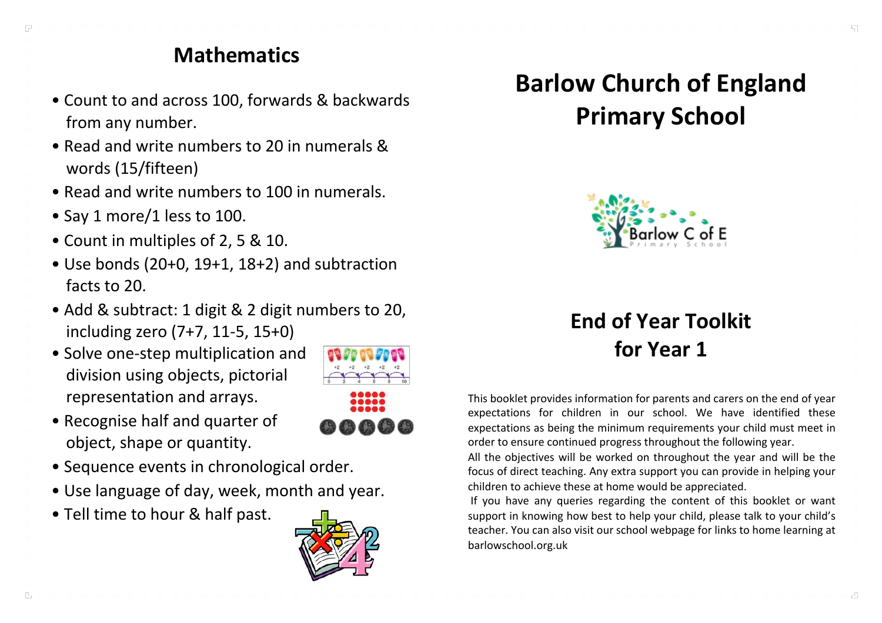## Mathematics

- Count to and across 100, forwards & backwards from any number.
- Read and write numbers to 20 in numerals & words (15/fifteen)
- Read and write numbers to 100 in numerals.
- Say 1 more/1 less to 100.
- Count in multiples of 2, 5 & 10.
- Use bonds (20+0, 19+1, 18+2) and subtraction facts to 20.
- Add & subtract: 1 digit & 2 digit numbers to 20, including zero (7+7, 11-5, 15+0)
- Solve one-step multiplication and division using objects, pictorial representation and arrays.
- Recognise half and quarter of object, shape or quantity.
- Sequence events in chronological order.
- Use language of day, week, month and year.
- Tell time to hour & half past.

# Barlow Church of England Primary School

## End of Year Toolkit for Year 1

This booklet provides information for parents and carers on the end of year expectations for children in our school. We have identified these expectations as being the minimum requirements your child must meet in order to ensure continued progress throughout the following year.

All the objectives will be worked on throughout the year and will be the focus of direct teaching. Any extra support you can provide in helping your children to achieve these at home would be appreciated.

If you have any queries regarding the content of this booklet or want support in knowing how best to help your child, please talk to your child's teacher. You can also visit our school webpage for links to home learning at barlowschool.org.uk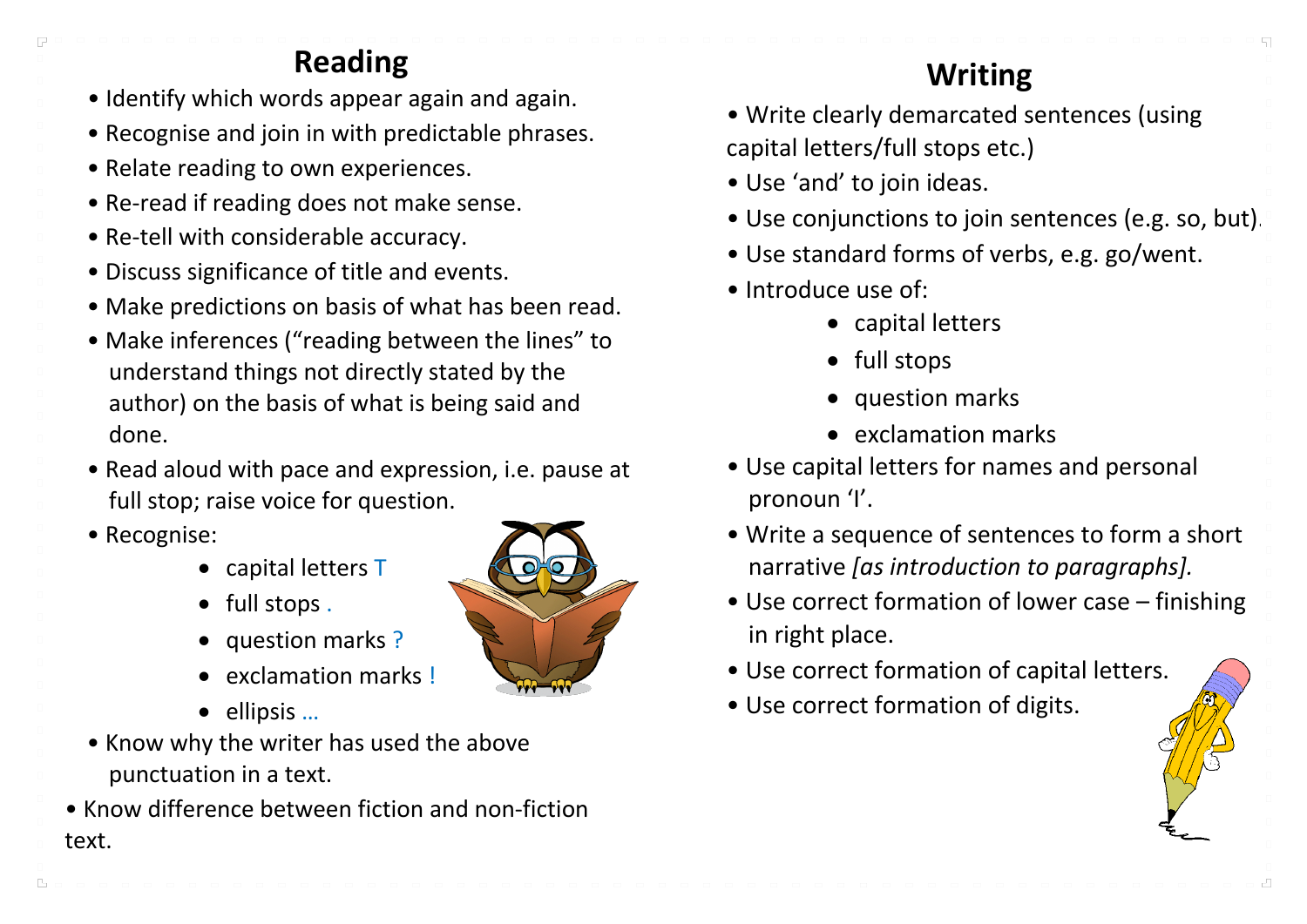## Reading

- Identify which words appear again and again.
- Recognise and join in with predictable phrases.
- Relate reading to own experiences.
- Re-read if reading does not make sense.
- Re-tell with considerable accuracy.
- Discuss significance of title and events.
- Make predictions on basis of what has been read.
- Make inferences ("reading between the lines" to understand things not directly stated by the author) on the basis of what is being said and done.
- Read aloud with pace and expression, i.e. pause at full stop; raise voice for question.
- Recognise:
  - capital letters T
  - full stops .
  - question marks ?
  - exclamation marks !
  - ellipsis …
- Know why the writer has used the above punctuation in a text.
- Know difference between fiction and non-fiction text.

## Writing

- Write clearly demarcated sentences (using capital letters/full stops etc.)
- Use 'and' to join ideas.
- Use conjunctions to join sentences (e.g. so, but).
- Use standard forms of verbs, e.g. go/went.
- Introduce use of:
  - capital letters
  - full stops
  - question marks
  - exclamation marks
- Use capital letters for names and personal pronoun 'I'.
- Write a sequence of sentences to form a short narrative *[as introduction to paragraphs].*
- Use correct formation of lower case – finishing in right place.
- Use correct formation of capital letters.
- Use correct formation of digits.